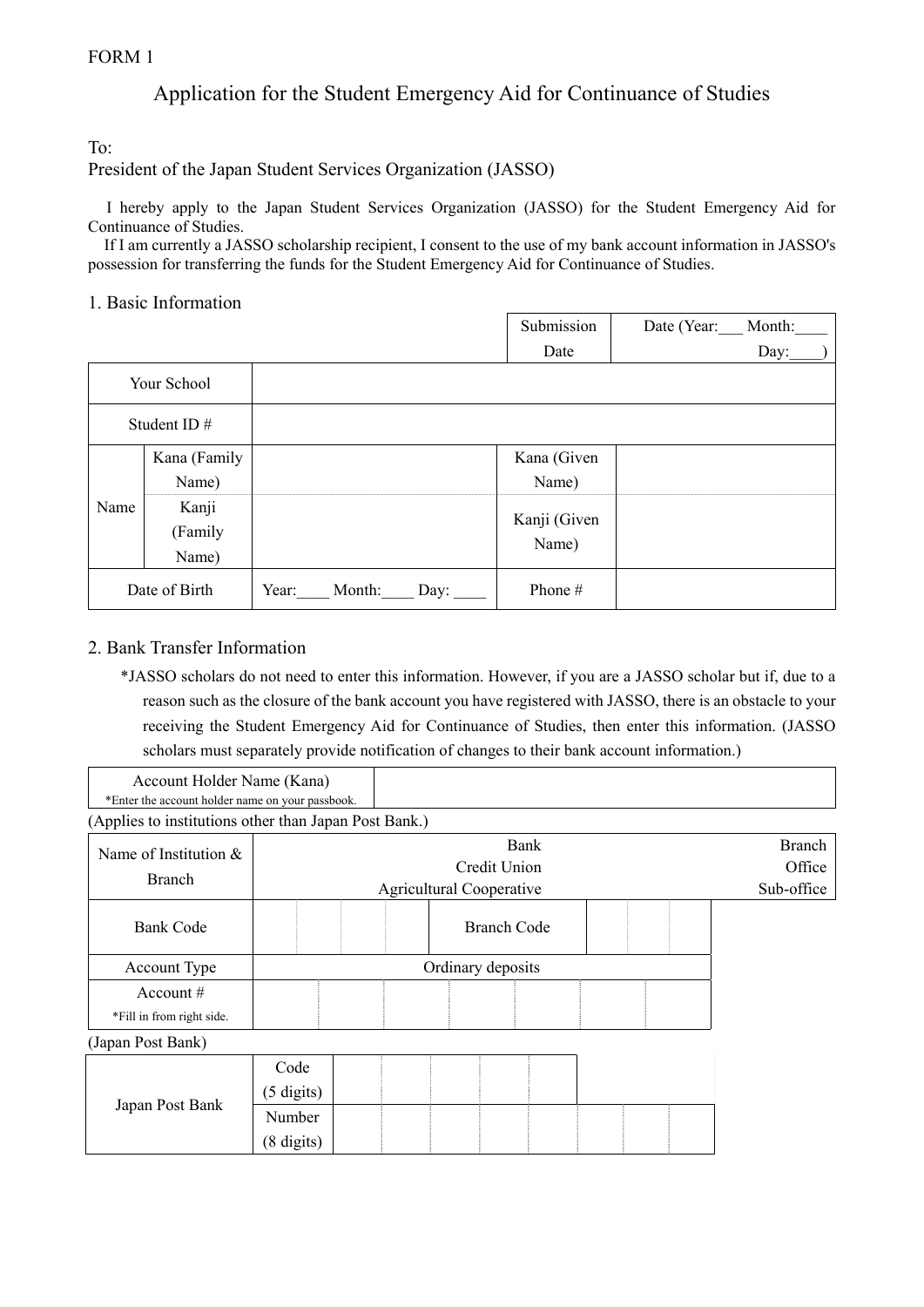FORM 1

# Application for the Student Emergency Aid for Continuance of Studies

To:
President of the Japan Student Services Organization (JASSO)

I hereby apply to the Japan Student Services Organization (JASSO) for the Student Emergency Aid for Continuance of Studies.
If I am currently a JASSO scholarship recipient, I consent to the use of my bank account information in JASSO's possession for transferring the funds for the Student Emergency Aid for Continuance of Studies.

## 1. Basic Information

| Submission Date | Date (Year:___ Month:____ Day:____) |
|---|---|

| | | | | |
|---|---|---|---|---|
| Your School | | | | |
| Student ID # | | | | |
| Name | Kana (Family Name) | | Kana (Given Name) | |
| | Kanji (Family Name) | | Kanji (Given Name) | |
| Date of Birth | | Year:____ Month:____ Day: ____ | Phone # | |

## 2. Bank Transfer Information

*JASSO scholars do not need to enter this information. However, if you are a JASSO scholar but if, due to a reason such as the closure of the bank account you have registered with JASSO, there is an obstacle to your receiving the Student Emergency Aid for Continuance of Studies, then enter this information. (JASSO scholars must separately provide notification of changes to their bank account information.)

| Account Holder Name (Kana) *Enter the account holder name on your passbook. | |
|---|---|

(Applies to institutions other than Japan Post Bank.)

| | | | |
|---|---|---|---|
| Name of Institution & Branch | Bank / Credit Union / Agricultural Cooperative | | Branch / Office / Sub-office |
| Bank Code | | Branch Code | |
| Account Type | Ordinary deposits | | |
| Account # *Fill in from right side. | | | |

(Japan Post Bank)

| | | |
|---|---|---|
| Japan Post Bank | Code (5 digits) | |
| | Number (8 digits) | |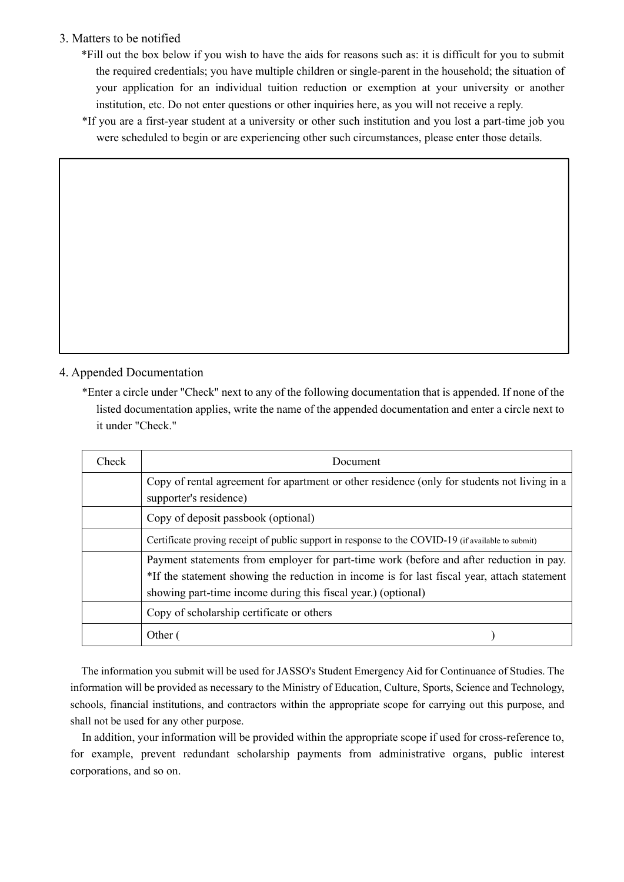## 3. Matters to be notified

*Fill out the box below if you wish to have the aids for reasons such as: it is difficult for you to submit the required credentials; you have multiple children or single-parent in the household; the situation of your application for an individual tuition reduction or exemption at your university or another institution, etc. Do not enter questions or other inquiries here, as you will not receive a reply.

*If you are a first-year student at a university or other such institution and you lost a part-time job you were scheduled to begin or are experiencing other such circumstances, please enter those details.

| |
|---|
| |

## 4. Appended Documentation

*Enter a circle under "Check" next to any of the following documentation that is appended. If none of the listed documentation applies, write the name of the appended documentation and enter a circle next to it under "Check."

| Check | Document |
|---|---|
| | Copy of rental agreement for apartment or other residence (only for students not living in a supporter's residence) |
| | Copy of deposit passbook (optional) |
| | Certificate proving receipt of public support in response to the COVID-19 (if available to submit) |
| | Payment statements from employer for part-time work (before and after reduction in pay. *If the statement showing the reduction in income is for last fiscal year, attach statement showing part-time income during this fiscal year.) (optional) |
| | Copy of scholarship certificate or others |
| | Other ( ) |

The information you submit will be used for JASSO's Student Emergency Aid for Continuance of Studies. The information will be provided as necessary to the Ministry of Education, Culture, Sports, Science and Technology, schools, financial institutions, and contractors within the appropriate scope for carrying out this purpose, and shall not be used for any other purpose.

In addition, your information will be provided within the appropriate scope if used for cross-reference to, for example, prevent redundant scholarship payments from administrative organs, public interest corporations, and so on.